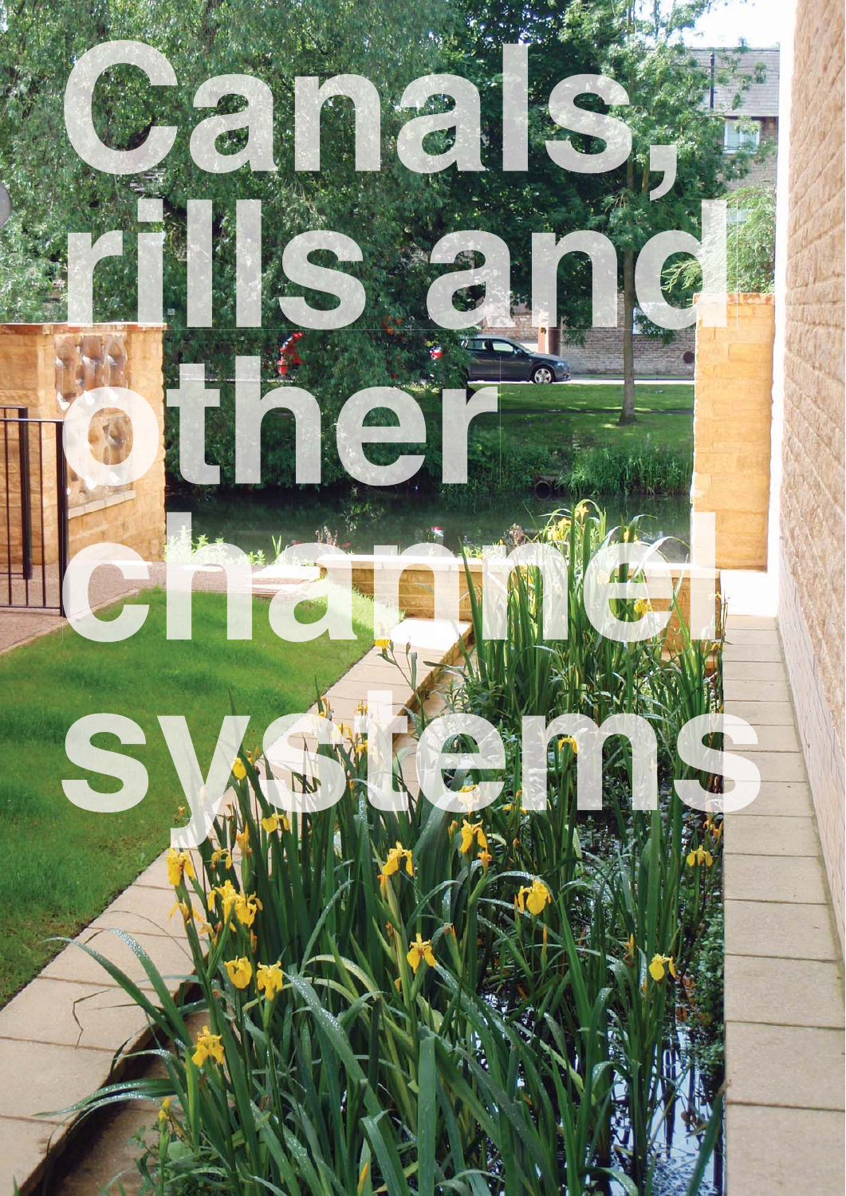# Canals, rills and other channel systems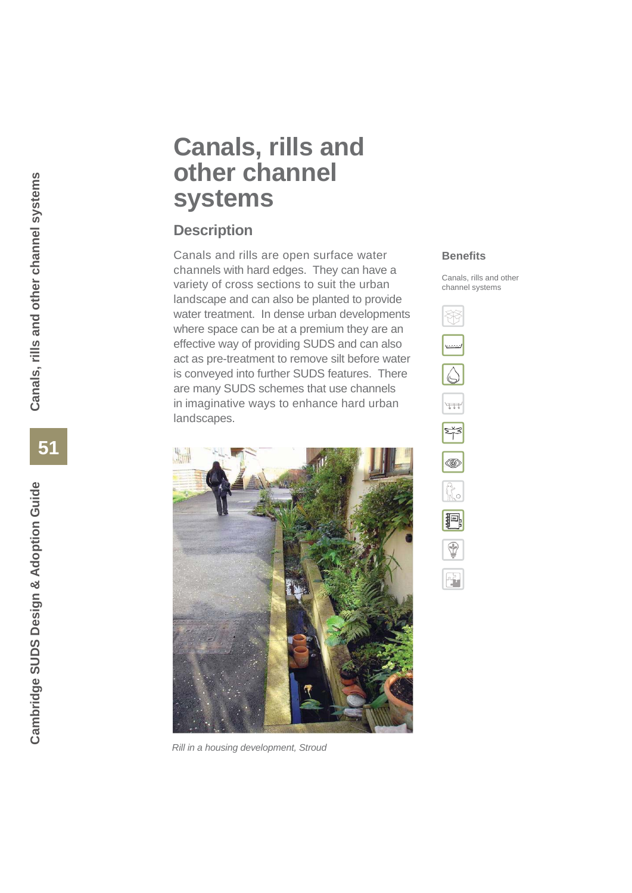# Canals, rills and other channel systems

## Description

Canals and rills are open surface water channels with hard edges. They can have a variety of cross sections to suit the urban landscape and can also be planted to provide water treatment. In dense urban developments where space can be at a premium they are an effective way of providing SUDS and can also act as pre-treatment to remove silt before water is conveyed into further SUDS features. There are many SUDS schemes that use channels in imaginative ways to enhance hard urban landscapes.

*Rill in a housing development, Stroud*

### Benefits

Canals, rills and other channel systems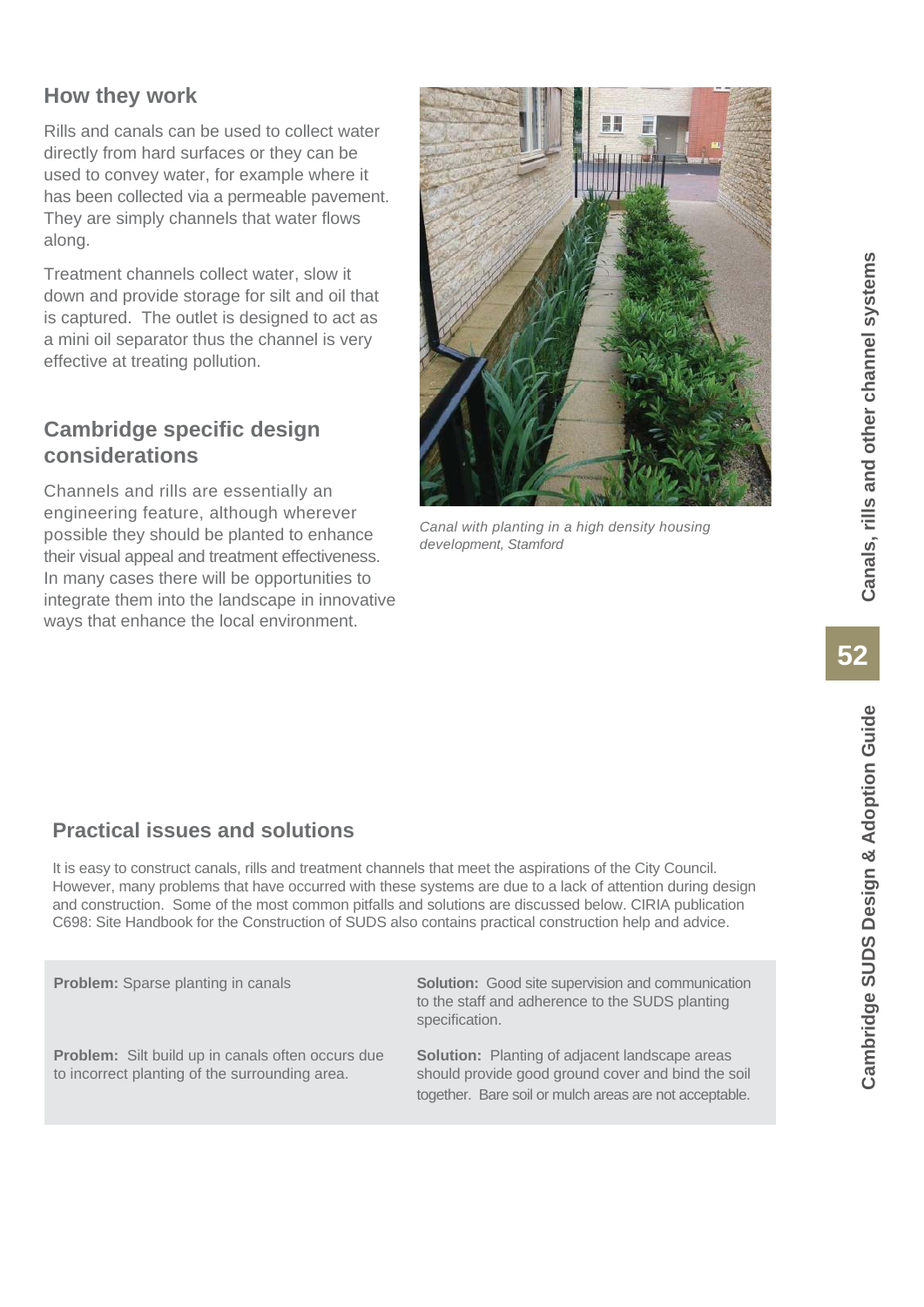## How they work

Rills and canals can be used to collect water directly from hard surfaces or they can be used to convey water, for example where it has been collected via a permeable pavement. They are simply channels that water flows along.

Treatment channels collect water, slow it down and provide storage for silt and oil that is captured. The outlet is designed to act as a mini oil separator thus the channel is very effective at treating pollution.

## Cambridge specific design considerations

Channels and rills are essentially an engineering feature, although wherever possible they should be planted to enhance their visual appeal and treatment effectiveness. In many cases there will be opportunities to integrate them into the landscape in innovative ways that enhance the local environment.

*Canal with planting in a high density housing development, Stamford*

## Practical issues and solutions

It is easy to construct canals, rills and treatment channels that meet the aspirations of the City Council. However, many problems that have occurred with these systems are due to a lack of attention during design and construction. Some of the most common pitfalls and solutions are discussed below. CIRIA publication C698: Site Handbook for the Construction of SUDS also contains practical construction help and advice.

| Problem | Solution |
|---|---|
| **Problem:** Sparse planting in canals | **Solution:** Good site supervision and communication to the staff and adherence to the SUDS planting specification. |
| **Problem:** Silt build up in canals often occurs due to incorrect planting of the surrounding area. | **Solution:** Planting of adjacent landscape areas should provide good ground cover and bind the soil together. Bare soil or mulch areas are not acceptable. |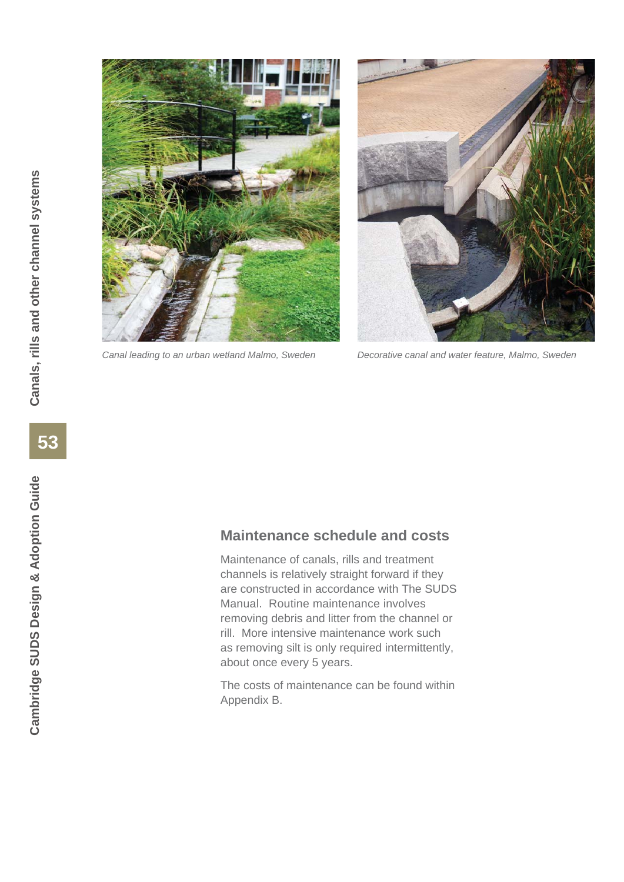*Canal leading to an urban wetland Malmo, Sweden*

*Decorative canal and water feature, Malmo, Sweden*

## Maintenance schedule and costs

Maintenance of canals, rills and treatment channels is relatively straight forward if they are constructed in accordance with The SUDS Manual. Routine maintenance involves removing debris and litter from the channel or rill. More intensive maintenance work such as removing silt is only required intermittently, about once every 5 years.

The costs of maintenance can be found within Appendix B.